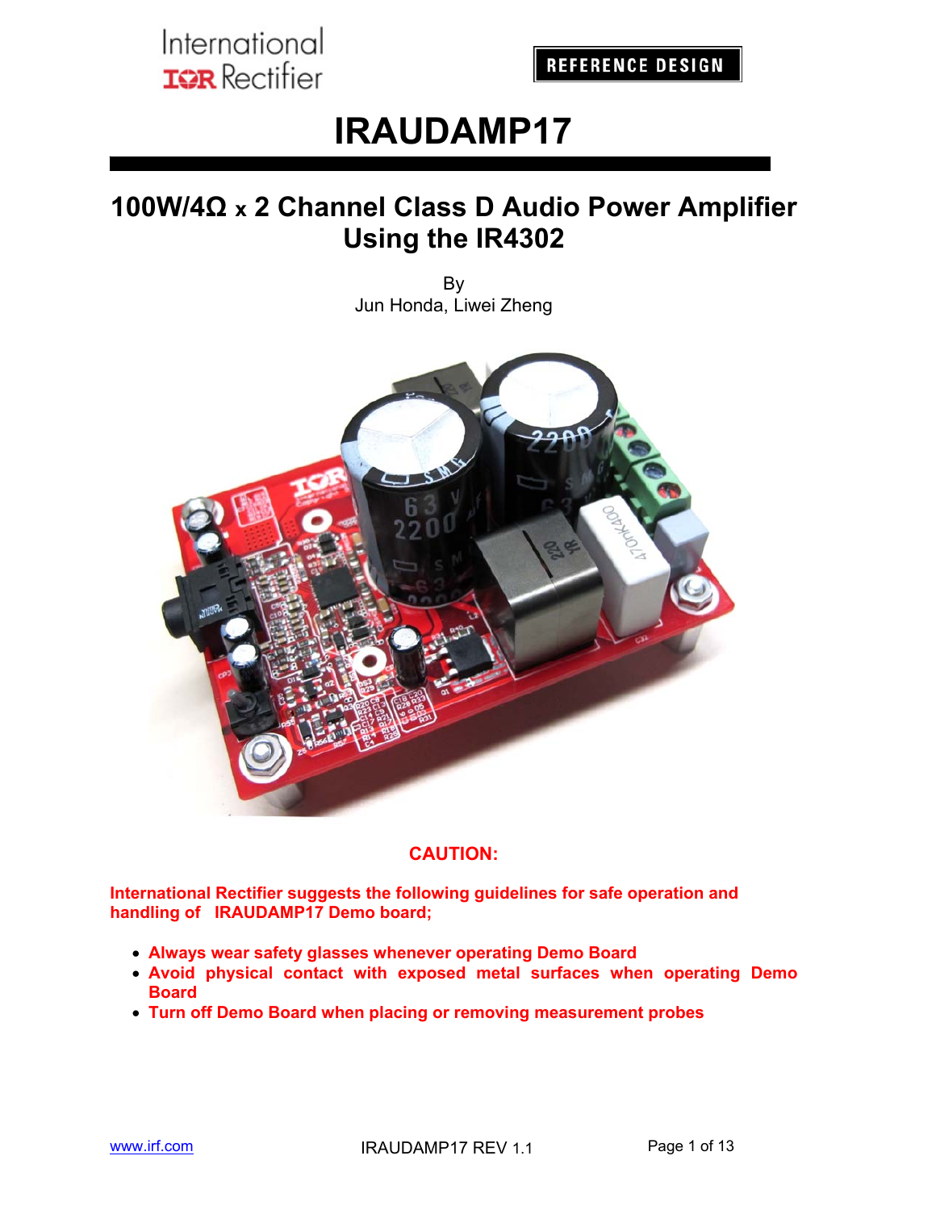International IOR Rectifier

REFERENCE DESIGN

# IRAUDAMP17

## 100W/4Ω x 2 Channel Class D Audio Power Amplifier Using the IR4302

By
Jun Honda, Liwei Zheng

**CAUTION:**

**International Rectifier suggests the following guidelines for safe operation and handling of IRAUDAMP17 Demo board;**

- **Always wear safety glasses whenever operating Demo Board**
- **Avoid physical contact with exposed metal surfaces when operating Demo Board**
- **Turn off Demo Board when placing or removing measurement probes**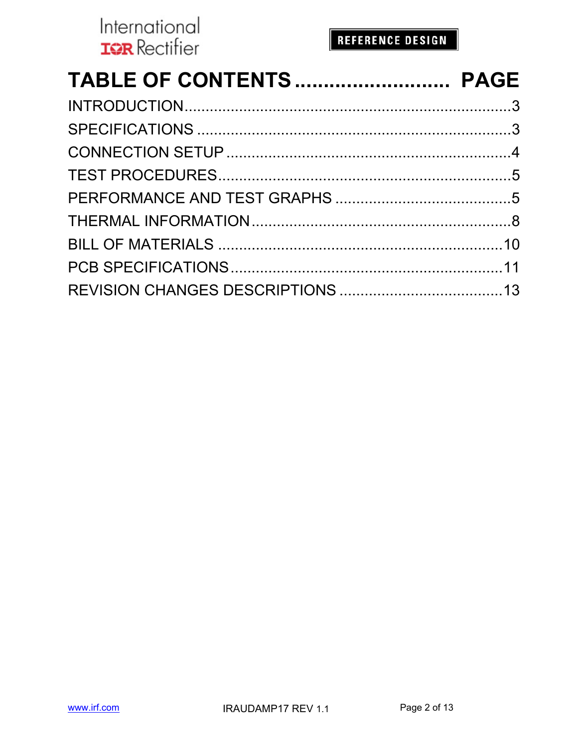# TABLE OF CONTENTS ........................... PAGE

INTRODUCTION..............................................................3

SPECIFICATIONS ..........................................................3

CONNECTION SETUP ...................................................4

TEST PROCEDURES.....................................................5

PERFORMANCE AND TEST GRAPHS ...........................5

THERMAL INFORMATION..............................................8

BILL OF MATERIALS ....................................................10

PCB SPECIFICATIONS.................................................11

REVISION CHANGES DESCRIPTIONS .......................13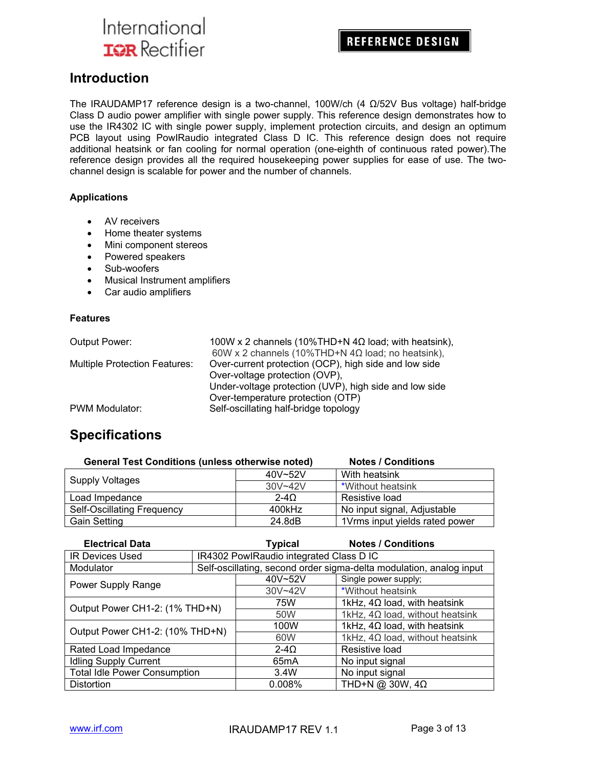## Introduction

The IRAUDAMP17 reference design is a two-channel, 100W/ch (4 Ω/52V Bus voltage) half-bridge Class D audio power amplifier with single power supply. This reference design demonstrates how to use the IR4302 IC with single power supply, implement protection circuits, and design an optimum PCB layout using PowIRaudio integrated Class D IC. This reference design does not require additional heatsink or fan cooling for normal operation (one-eighth of continuous rated power).The reference design provides all the required housekeeping power supplies for ease of use. The two-channel design is scalable for power and the number of channels.

### Applications

- AV receivers
- Home theater systems
- Mini component stereos
- Powered speakers
- Sub-woofers
- Musical Instrument amplifiers
- Car audio amplifiers

### Features

| | |
|---|---|
| Output Power: | 100W x 2 channels (10%THD+N 4Ω load; with heatsink),<br>60W x 2 channels (10%THD+N 4Ω load; no heatsink), |
| Multiple Protection Features: | Over-current protection (OCP), high side and low side<br>Over-voltage protection (OVP),<br>Under-voltage protection (UVP), high side and low side<br>Over-temperature protection (OTP) |
| PWM Modulator: | Self-oscillating half-bridge topology |

## Specifications

| General Test Conditions (unless otherwise noted) | | Notes / Conditions |
|---|---|---|
| Supply Voltages | 40V~52V | With heatsink |
| | 30V~42V | *Without heatsink |
| Load Impedance | 2-4Ω | Resistive load |
| Self-Oscillating Frequency | 400kHz | No input signal, Adjustable |
| Gain Setting | 24.8dB | 1Vrms input yields rated power |

| Electrical Data | Typical | Notes / Conditions |
|---|---|---|
| IR Devices Used | IR4302 PowIRaudio integrated Class D IC | |
| Modulator | Self-oscillating, second order sigma-delta modulation, analog input | |
| Power Supply Range | 40V~52V | Single power supply; |
| | 30V~42V | *Without heatsink |
| Output Power CH1-2: (1% THD+N) | 75W | 1kHz, 4Ω load, with heatsink |
| | 50W | 1kHz, 4Ω load, without heatsink |
| Output Power CH1-2: (10% THD+N) | 100W | 1kHz, 4Ω load, with heatsink |
| | 60W | 1kHz, 4Ω load, without heatsink |
| Rated Load Impedance | 2-4Ω | Resistive load |
| Idling Supply Current | 65mA | No input signal |
| Total Idle Power Consumption | 3.4W | No input signal |
| Distortion | 0.008% | THD+N @ 30W, 4Ω |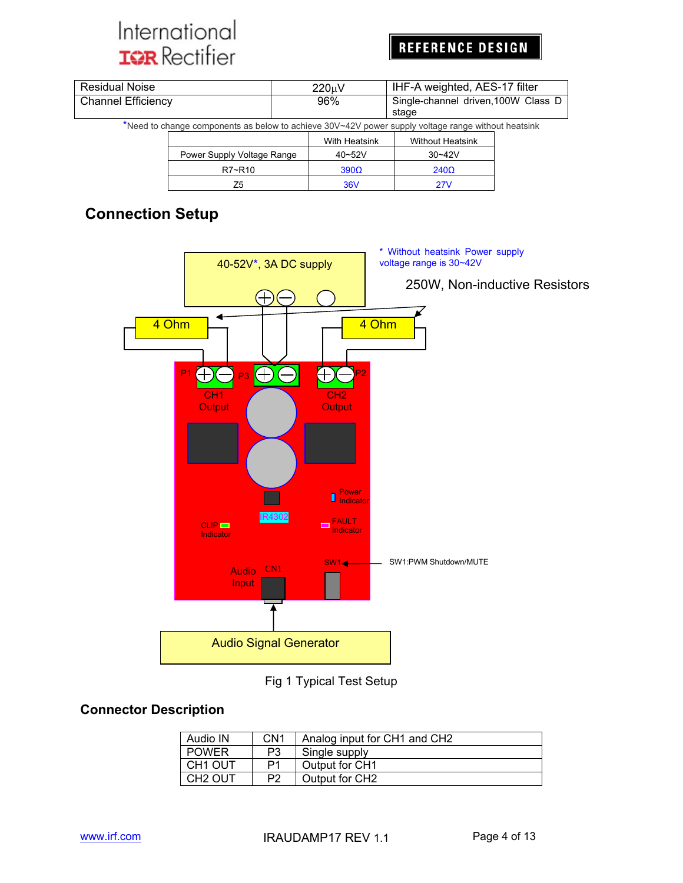| Residual Noise | 220µV | IHF-A weighted, AES-17 filter |
|---|---|---|
| Channel Efficiency | 96% | Single-channel driven,100W Class D stage |

*Need to change components as below to achieve 30V~42V power supply voltage range without heatsink

| | With Heatsink | Without Heatsink |
|---|---|---|
| Power Supply Voltage Range | 40~52V | 30~42V |
| R7~R10 | 390Ω | 240Ω |
| Z5 | 36V | 27V |

## Connection Setup

40-52V*, 3A DC supply

* Without heatsink Power supply voltage range is 30~42V

250W, Non-inductive Resistors

4 Ohm

4 Ohm

P1 P3 P2

CH1 Output

CH2 Output

Power Indicator

IR4302

CLIP Indicator

FAULT Indicator

SW1

SW1:PWM Shutdown/MUTE

Audio Input CN1

Audio Signal Generator

Fig 1 Typical Test Setup

## Connector Description

| Audio IN | CN1 | Analog input for CH1 and CH2 |
|---|---|---|
| POWER | P3 | Single supply |
| CH1 OUT | P1 | Output for CH1 |
| CH2 OUT | P2 | Output for CH2 |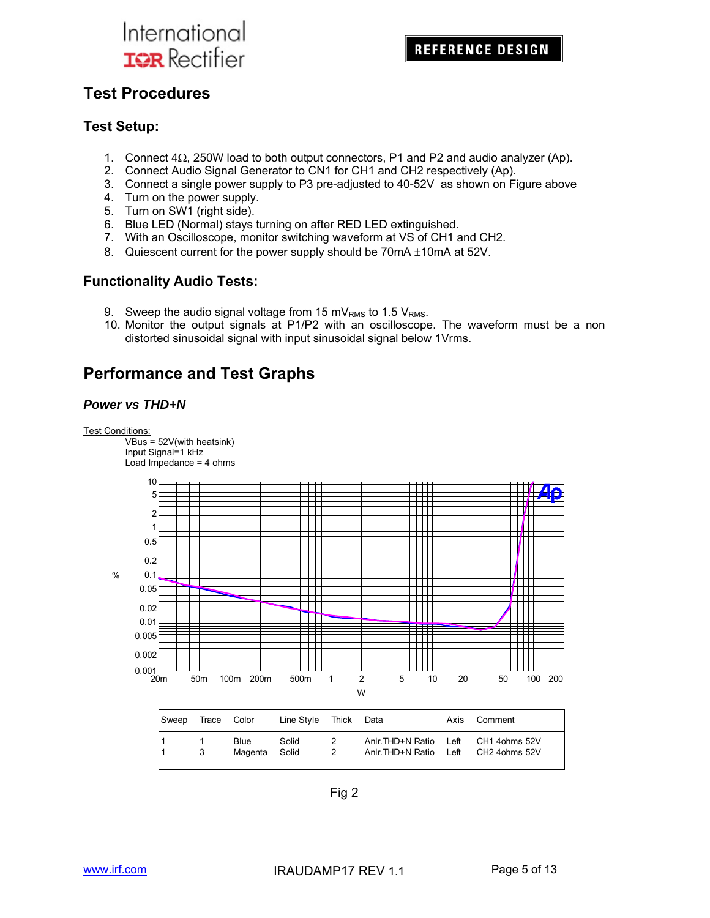## Test Procedures

### Test Setup:

1. Connect 4Ω, 250W load to both output connectors, P1 and P2 and audio analyzer (Ap).
2. Connect Audio Signal Generator to CN1 for CH1 and CH2 respectively (Ap).
3. Connect a single power supply to P3 pre-adjusted to 40-52V as shown on Figure above
4. Turn on the power supply.
5. Turn on SW1 (right side).
6. Blue LED (Normal) stays turning on after RED LED extinguished.
7. With an Oscilloscope, monitor switching waveform at VS of CH1 and CH2.
8. Quiescent current for the power supply should be 70mA ±10mA at 52V.

### Functionality Audio Tests:

9. Sweep the audio signal voltage from 15 $mV_{RMS}$ to 1.5 $V_{RMS}$.
10. Monitor the output signals at P1/P2 with an oscilloscope. The waveform must be a non distorted sinusoidal signal with input sinusoidal signal below 1Vrms.

## Performance and Test Graphs

### *Power vs THD+N*

Test Conditions:
VBus = 52V(with heatsink)
Input Signal=1 kHz
Load Impedance = 4 ohms

| Sweep | Trace | Color | Line Style | Thick | Data | Axis | Comment |
|---|---|---|---|---|---|---|---|
| 1 | 1 | Blue | Solid | 2 | Anlr.THD+N Ratio | Left | CH1 4ohms 52V |
| 1 | 3 | Magenta | Solid | 2 | Anlr.THD+N Ratio | Left | CH2 4ohms 52V |

Fig 2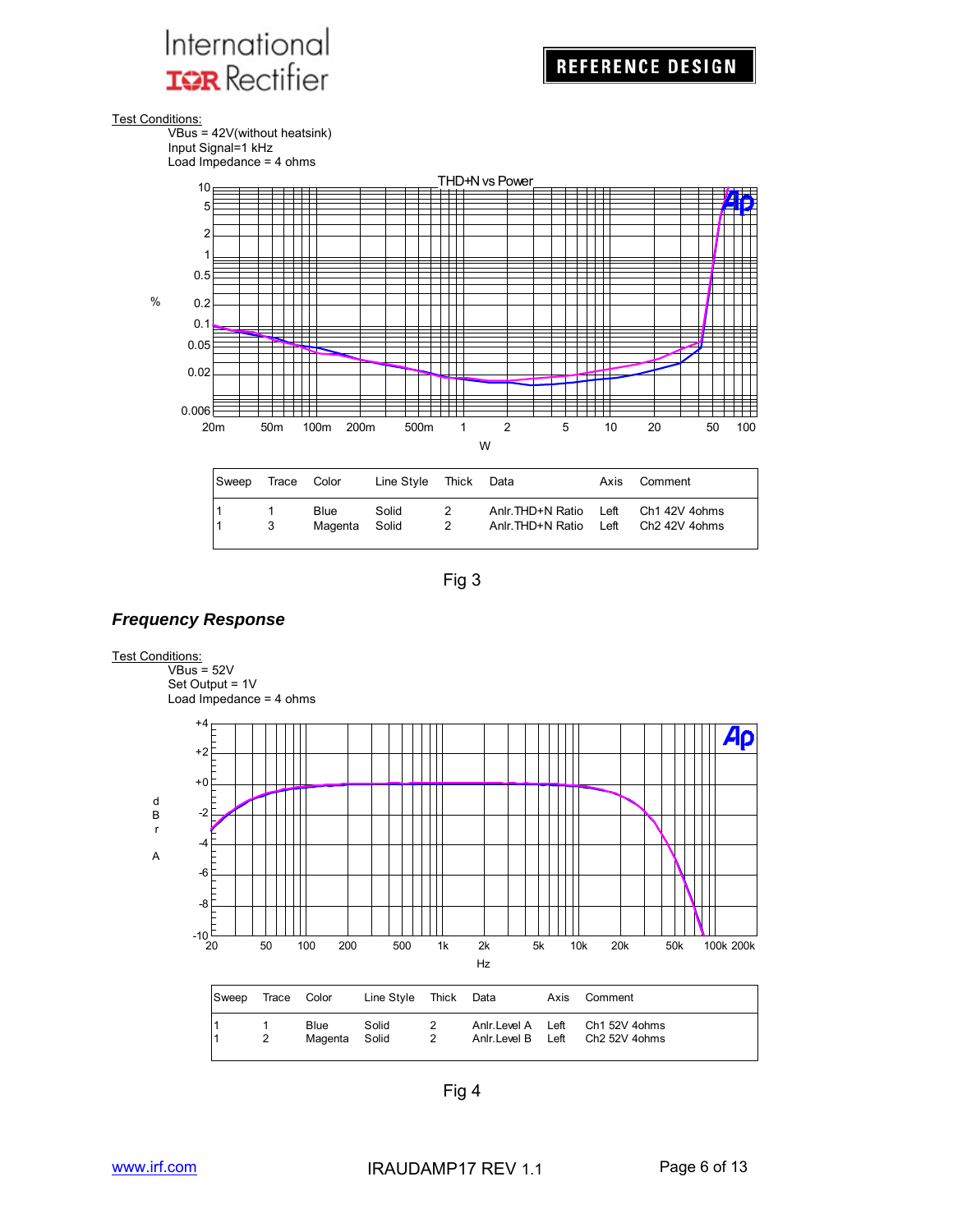Test Conditions:

VBus = 42V(without heatsink)
Input Signal=1 kHz
Load Impedance = 4 ohms

| Sweep | Trace | Color | Line Style | Thick | Data | Axis | Comment |
|---|---|---|---|---|---|---|---|
| 1 | 1 | Blue | Solid | 2 | Anlr.THD+N Ratio | Left | Ch1 42V 4ohms |
| 1 | 3 | Magenta | Solid | 2 | Anlr.THD+N Ratio | Left | Ch2 42V 4ohms |

Fig 3

## *Frequency Response*

Test Conditions:

VBus = 52V
Set Output = 1V
Load Impedance = 4 ohms

| Sweep | Trace | Color | Line Style | Thick | Data | Axis | Comment |
|---|---|---|---|---|---|---|---|
| 1 | 1 | Blue | Solid | 2 | Anlr.Level A | Left | Ch1 52V 4ohms |
| 1 | 2 | Magenta | Solid | 2 | Anlr.Level B | Left | Ch2 52V 4ohms |

Fig 4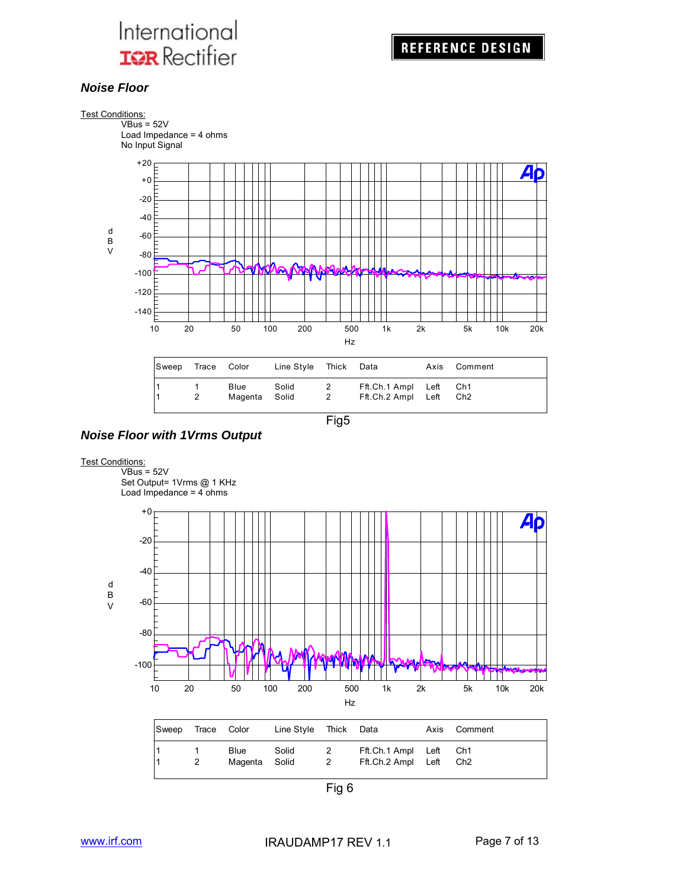### Noise Floor

Test Conditions:
- VBus = 52V
- Load Impedance = 4 ohms
- No Input Signal

| Sweep | Trace | Color | Line Style | Thick | Data | Axis | Comment |
|---|---|---|---|---|---|---|---|
| 1 | 1 | Blue | Solid | 2 | Fft.Ch.1 Ampl | Left | Ch1 |
| 1 | 2 | Magenta | Solid | 2 | Fft.Ch.2 Ampl | Left | Ch2 |

Fig5

### Noise Floor with 1Vrms Output

Test Conditions:
- VBus = 52V
- Set Output= 1Vrms @ 1 KHz
- Load Impedance = 4 ohms

| Sweep | Trace | Color | Line Style | Thick | Data | Axis | Comment |
|---|---|---|---|---|---|---|---|
| 1 | 1 | Blue | Solid | 2 | Fft.Ch.1 Ampl | Left | Ch1 |
| 1 | 2 | Magenta | Solid | 2 | Fft.Ch.2 Ampl | Left | Ch2 |

Fig 6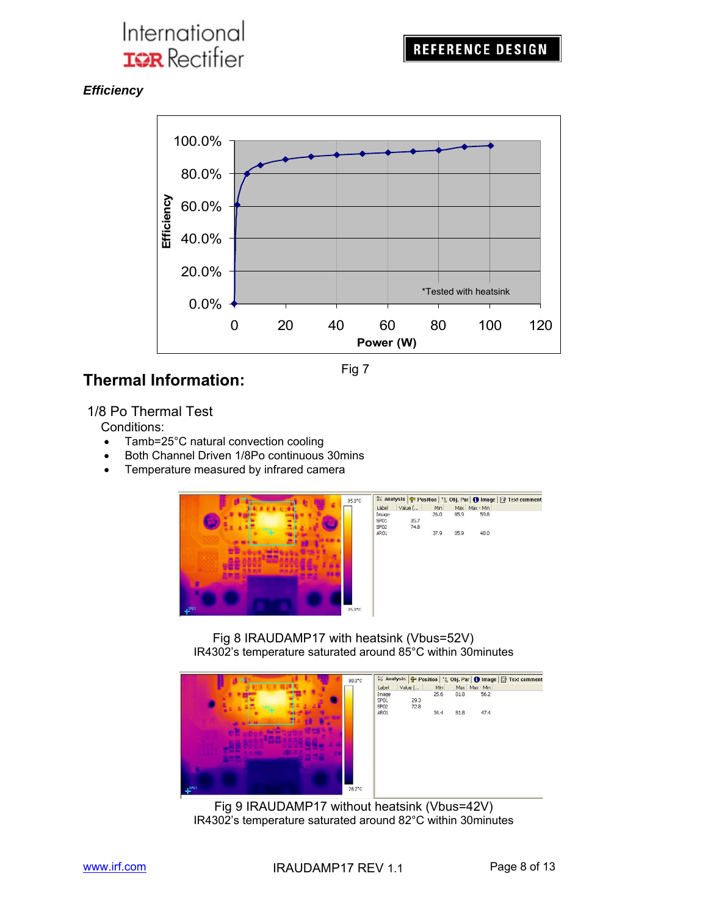*Efficiency*

*Tested with heatsink

Fig 7

## Thermal Information:

1/8 Po Thermal Test

Conditions:

- Tamb=25°C natural convection cooling
- Both Channel Driven 1/8Po continuous 30mins
- Temperature measured by infrared camera

Fig 8 IRAUDAMP17 with heatsink (Vbus=52V)
IR4302's temperature saturated around 85°C within 30minutes

Fig 9 IRAUDAMP17 without heatsink (Vbus=42V)
IR4302's temperature saturated around 82°C within 30minutes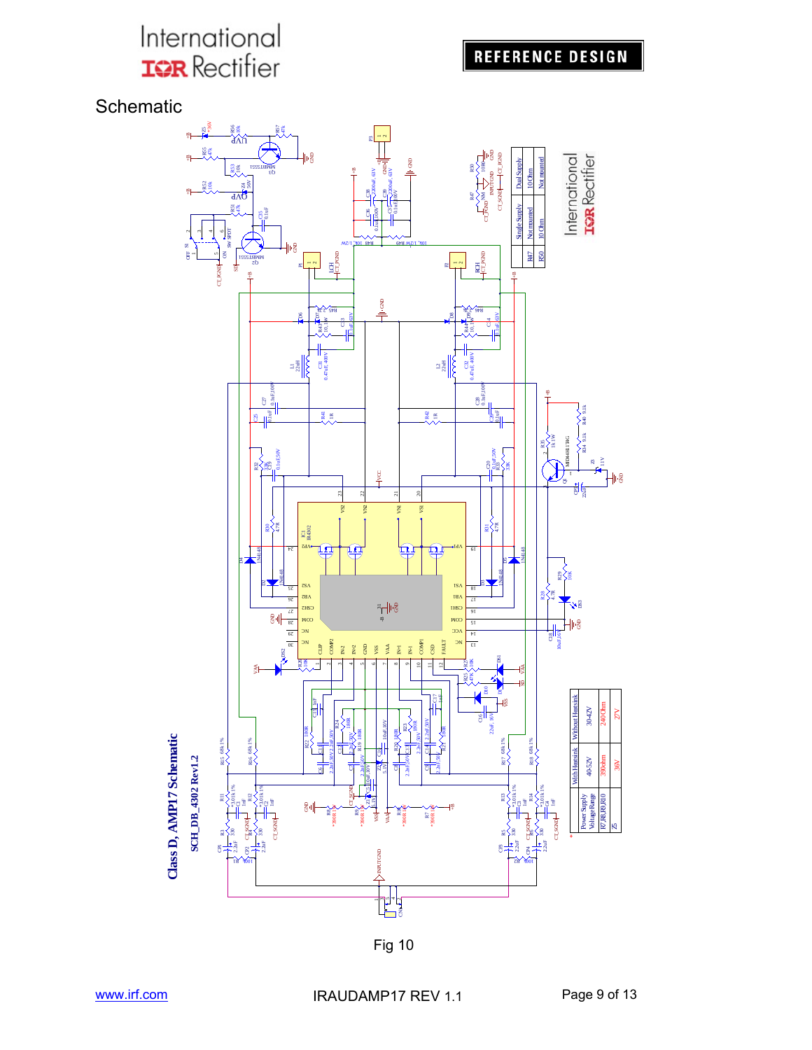# Schematic

**Class D, AMP17 Schematic**

**SCH_DB_4302 Rev1.2**

| | Single Supply | Dual Supply |
|---|---|---|
| R47 | Not mounted | 10 Ohm |
| R50 | 10 Ohm | Not mounted |

| * Power Supply Voltage Range | With Heatsink 40-52V | Without Heatsink 30-42V |
|---|---|---|
| R7,R8,R9,R10 | 390ohm | 240Ohm |
| Z5 | 36V | 27V |

Fig 10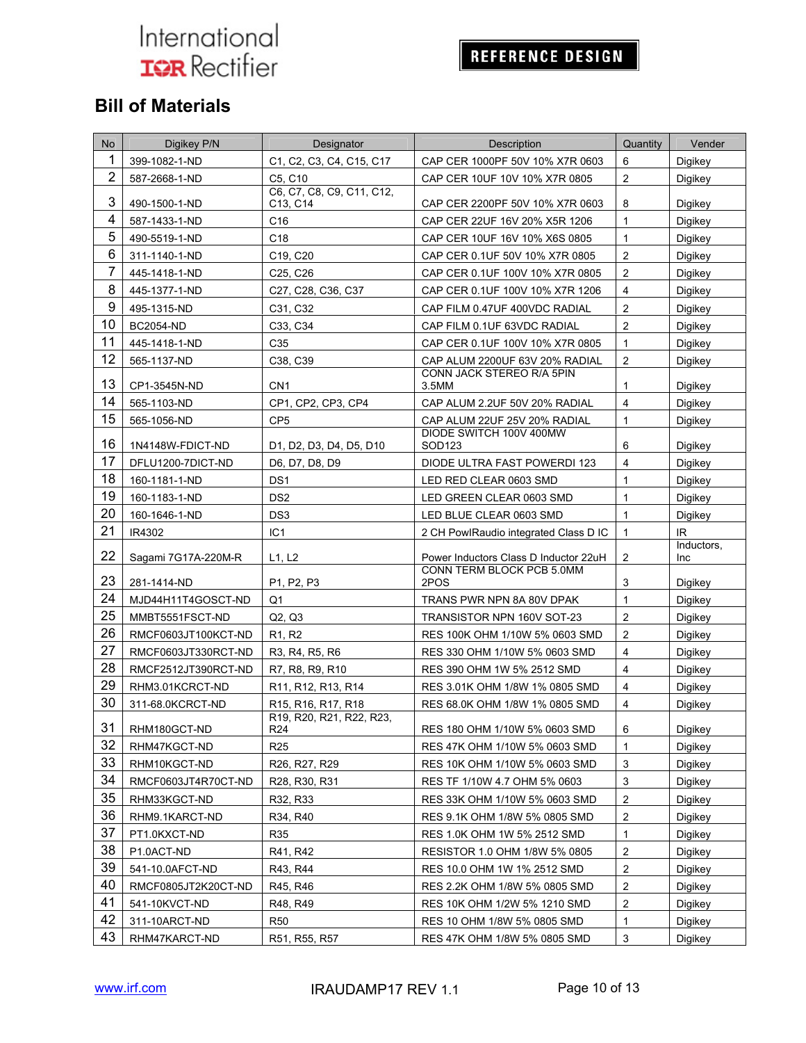## Bill of Materials

| No | Digikey P/N | Designator | Description | Quantity | Vender |
|---|---|---|---|---|---|
| 1 | 399-1082-1-ND | C1, C2, C3, C4, C15, C17 | CAP CER 1000PF 50V 10% X7R 0603 | 6 | Digikey |
| 2 | 587-2668-1-ND | C5, C10 | CAP CER 10UF 10V 10% X7R 0805 | 2 | Digikey |
| 3 | 490-1500-1-ND | C6, C7, C8, C9, C11, C12, C13, C14 | CAP CER 2200PF 50V 10% X7R 0603 | 8 | Digikey |
| 4 | 587-1433-1-ND | C16 | CAP CER 22UF 16V 20% X5R 1206 | 1 | Digikey |
| 5 | 490-5519-1-ND | C18 | CAP CER 10UF 16V 10% X6S 0805 | 1 | Digikey |
| 6 | 311-1140-1-ND | C19, C20 | CAP CER 0.1UF 50V 10% X7R 0805 | 2 | Digikey |
| 7 | 445-1418-1-ND | C25, C26 | CAP CER 0.1UF 100V 10% X7R 0805 | 2 | Digikey |
| 8 | 445-1377-1-ND | C27, C28, C36, C37 | CAP CER 0.1UF 100V 10% X7R 1206 | 4 | Digikey |
| 9 | 495-1315-ND | C31, C32 | CAP FILM 0.47UF 400VDC RADIAL | 2 | Digikey |
| 10 | BC2054-ND | C33, C34 | CAP FILM 0.1UF 63VDC RADIAL | 2 | Digikey |
| 11 | 445-1418-1-ND | C35 | CAP CER 0.1UF 100V 10% X7R 0805 | 1 | Digikey |
| 12 | 565-1137-ND | C38, C39 | CAP ALUM 2200UF 63V 20% RADIAL | 2 | Digikey |
| 13 | CP1-3545N-ND | CN1 | CONN JACK STEREO R/A 5PIN 3.5MM | 1 | Digikey |
| 14 | 565-1103-ND | CP1, CP2, CP3, CP4 | CAP ALUM 2.2UF 50V 20% RADIAL | 4 | Digikey |
| 15 | 565-1056-ND | CP5 | CAP ALUM 22UF 25V 20% RADIAL | 1 | Digikey |
| 16 | 1N4148W-FDICT-ND | D1, D2, D3, D4, D5, D10 | DIODE SWITCH 100V 400MW SOD123 | 6 | Digikey |
| 17 | DFLU1200-7DICT-ND | D6, D7, D8, D9 | DIODE ULTRA FAST POWERDI 123 | 4 | Digikey |
| 18 | 160-1181-1-ND | DS1 | LED RED CLEAR 0603 SMD | 1 | Digikey |
| 19 | 160-1183-1-ND | DS2 | LED GREEN CLEAR 0603 SMD | 1 | Digikey |
| 20 | 160-1646-1-ND | DS3 | LED BLUE CLEAR 0603 SMD | 1 | Digikey |
| 21 | IR4302 | IC1 | 2 CH PowIRaudio integrated Class D IC | 1 | IR |
| 22 | Sagami 7G17A-220M-R | L1, L2 | Power Inductors Class D Inductor 22uH | 2 | Inductors, Inc |
| 23 | 281-1414-ND | P1, P2, P3 | CONN TERM BLOCK PCB 5.0MM 2POS | 3 | Digikey |
| 24 | MJD44H11T4GOSCT-ND | Q1 | TRANS PWR NPN 8A 80V DPAK | 1 | Digikey |
| 25 | MMBT5551FSCT-ND | Q2, Q3 | TRANSISTOR NPN 160V SOT-23 | 2 | Digikey |
| 26 | RMCF0603JT100KCT-ND | R1, R2 | RES 100K OHM 1/10W 5% 0603 SMD | 2 | Digikey |
| 27 | RMCF0603JT330RCT-ND | R3, R4, R5, R6 | RES 330 OHM 1/10W 5% 0603 SMD | 4 | Digikey |
| 28 | RMCF2512JT390RCT-ND | R7, R8, R9, R10 | RES 390 OHM 1W 5% 2512 SMD | 4 | Digikey |
| 29 | RHM3.01KCRCT-ND | R11, R12, R13, R14 | RES 3.01K OHM 1/8W 1% 0805 SMD | 4 | Digikey |
| 30 | 311-68.0KCRCT-ND | R15, R16, R17, R18 | RES 68.0K OHM 1/8W 1% 0805 SMD | 4 | Digikey |
| 31 | RHM180GCT-ND | R19, R20, R21, R22, R23, R24 | RES 180 OHM 1/10W 5% 0603 SMD | 6 | Digikey |
| 32 | RHM47KGCT-ND | R25 | RES 47K OHM 1/10W 5% 0603 SMD | 1 | Digikey |
| 33 | RHM10KGCT-ND | R26, R27, R29 | RES 10K OHM 1/10W 5% 0603 SMD | 3 | Digikey |
| 34 | RMCF0603JT4R70CT-ND | R28, R30, R31 | RES TF 1/10W 4.7 OHM 5% 0603 | 3 | Digikey |
| 35 | RHM33KGCT-ND | R32, R33 | RES 33K OHM 1/10W 5% 0603 SMD | 2 | Digikey |
| 36 | RHM9.1KARCT-ND | R34, R40 | RES 9.1K OHM 1/8W 5% 0805 SMD | 2 | Digikey |
| 37 | PT1.0KXCT-ND | R35 | RES 1.0K OHM 1W 5% 2512 SMD | 1 | Digikey |
| 38 | P1.0ACT-ND | R41, R42 | RESISTOR 1.0 OHM 1/8W 5% 0805 | 2 | Digikey |
| 39 | 541-10.0AFCT-ND | R43, R44 | RES 10.0 OHM 1W 1% 2512 SMD | 2 | Digikey |
| 40 | RMCF0805JT2K20CT-ND | R45, R46 | RES 2.2K OHM 1/8W 5% 0805 SMD | 2 | Digikey |
| 41 | 541-10KVCT-ND | R48, R49 | RES 10K OHM 1/2W 5% 1210 SMD | 2 | Digikey |
| 42 | 311-10ARCT-ND | R50 | RES 10 OHM 1/8W 5% 0805 SMD | 1 | Digikey |
| 43 | RHM47KARCT-ND | R51, R55, R57 | RES 47K OHM 1/8W 5% 0805 SMD | 3 | Digikey |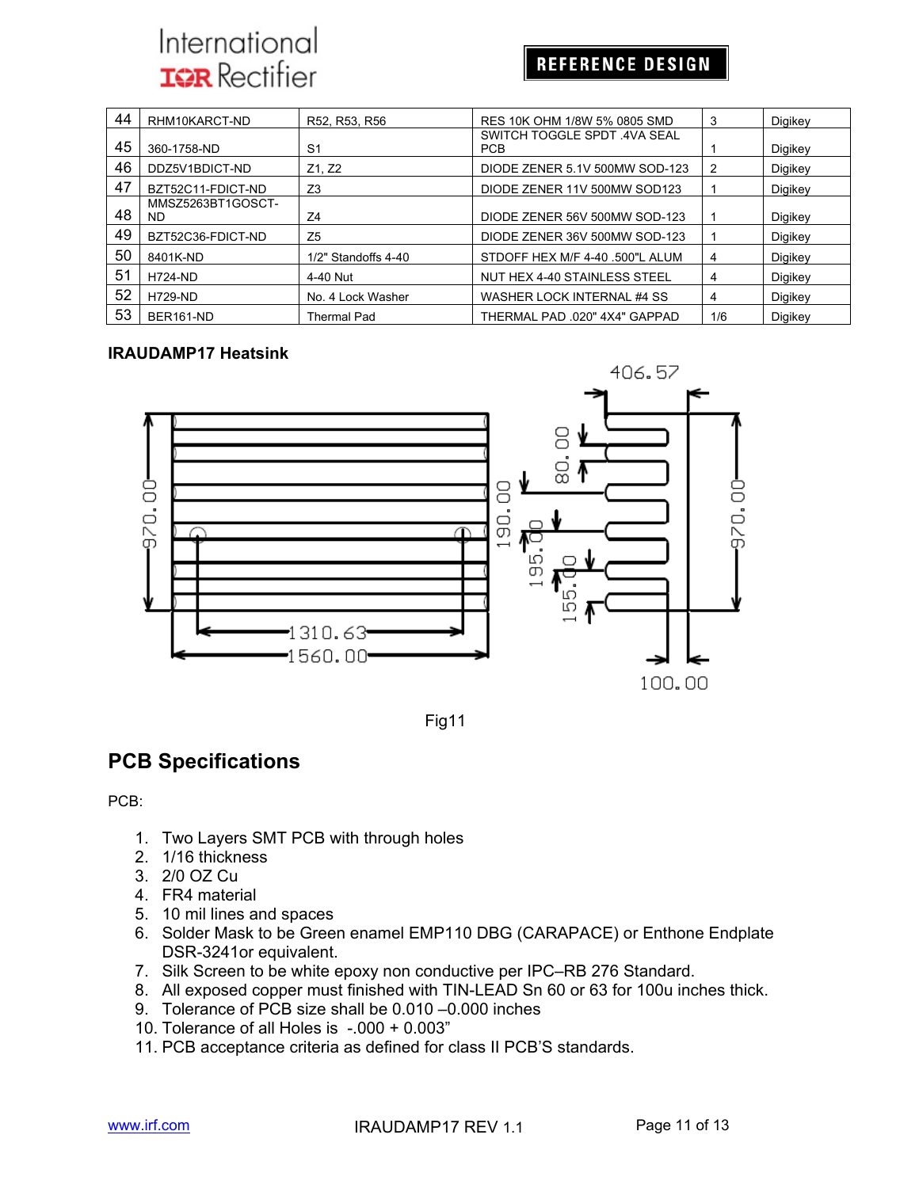| 44 | RHM10KARCT-ND | R52, R53, R56 | RES 10K OHM 1/8W 5% 0805 SMD | 3 | Digikey |
|---|---|---|---|---|---|
| 45 | 360-1758-ND | S1 | SWITCH TOGGLE SPDT .4VA SEAL PCB | 1 | Digikey |
| 46 | DDZ5V1BDICT-ND | Z1, Z2 | DIODE ZENER 5.1V 500MW SOD-123 | 2 | Digikey |
| 47 | BZT52C11-FDICT-ND | Z3 | DIODE ZENER 11V 500MW SOD123 | 1 | Digikey |
| 48 | MMSZ5263BT1GOSCT-ND | Z4 | DIODE ZENER 56V 500MW SOD-123 | 1 | Digikey |
| 49 | BZT52C36-FDICT-ND | Z5 | DIODE ZENER 36V 500MW SOD-123 | 1 | Digikey |
| 50 | 8401K-ND | 1/2" Standoffs 4-40 | STDOFF HEX M/F 4-40 .500"L ALUM | 4 | Digikey |
| 51 | H724-ND | 4-40 Nut | NUT HEX 4-40 STAINLESS STEEL | 4 | Digikey |
| 52 | H729-ND | No. 4 Lock Washer | WASHER LOCK INTERNAL #4 SS | 4 | Digikey |
| 53 | BER161-ND | Thermal Pad | THERMAL PAD .020" 4X4" GAPPAD | 1/6 | Digikey |

**IRAUDAMP17 Heatsink**

Fig11

## PCB Specifications

PCB:

1. Two Layers SMT PCB with through holes
2. 1/16 thickness
3. 2/0 OZ Cu
4. FR4 material
5. 10 mil lines and spaces
6. Solder Mask to be Green enamel EMP110 DBG (CARAPACE) or Enthone Endplate DSR-3241or equivalent.
7. Silk Screen to be white epoxy non conductive per IPC–RB 276 Standard.
8. All exposed copper must finished with TIN-LEAD Sn 60 or 63 for 100u inches thick.
9. Tolerance of PCB size shall be 0.010 –0.000 inches
10. Tolerance of all Holes is -.000 + 0.003"
11. PCB acceptance criteria as defined for class II PCB'S standards.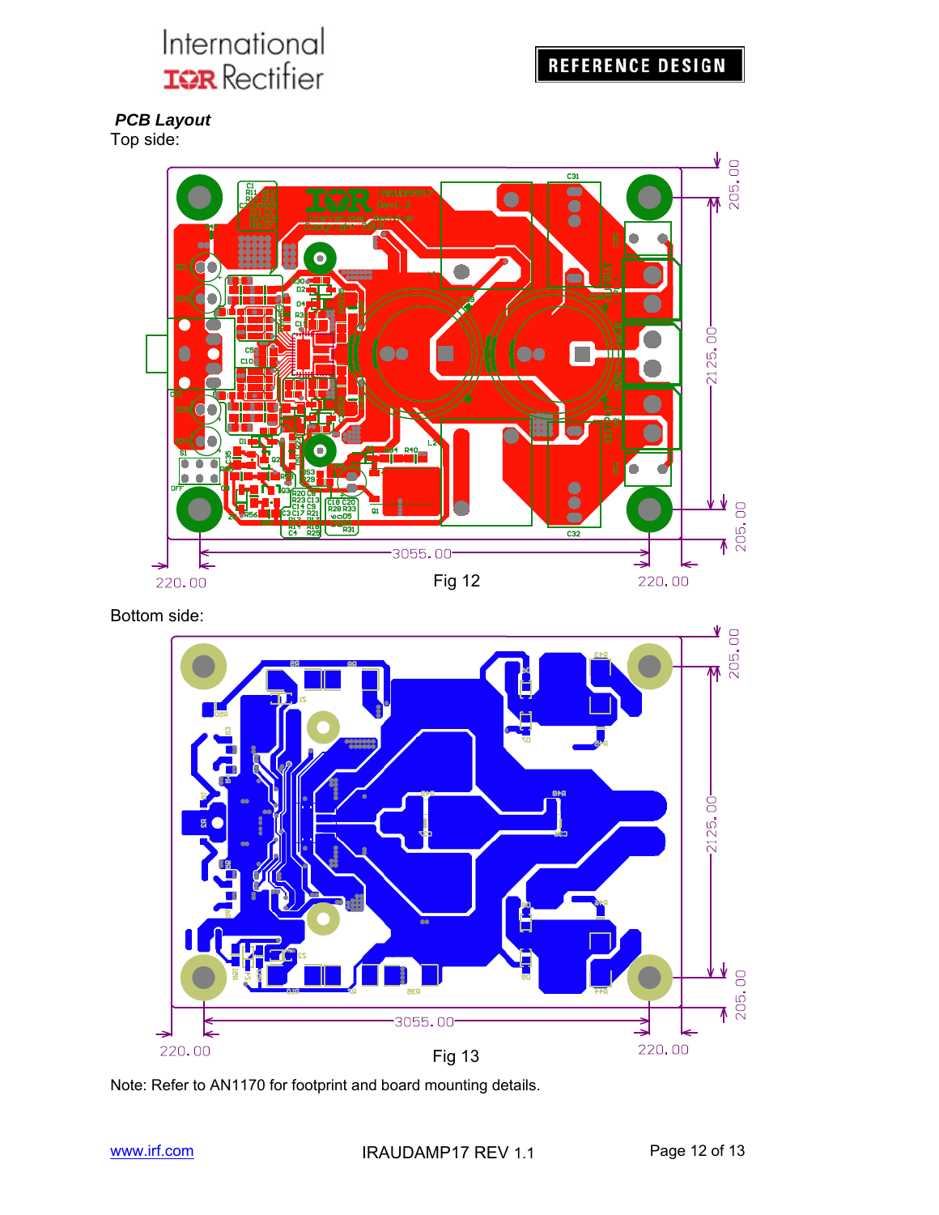**_PCB Layout_**

Top side:

Fig 12

Bottom side:

Fig 13

Note: Refer to AN1170 for footprint and board mounting details.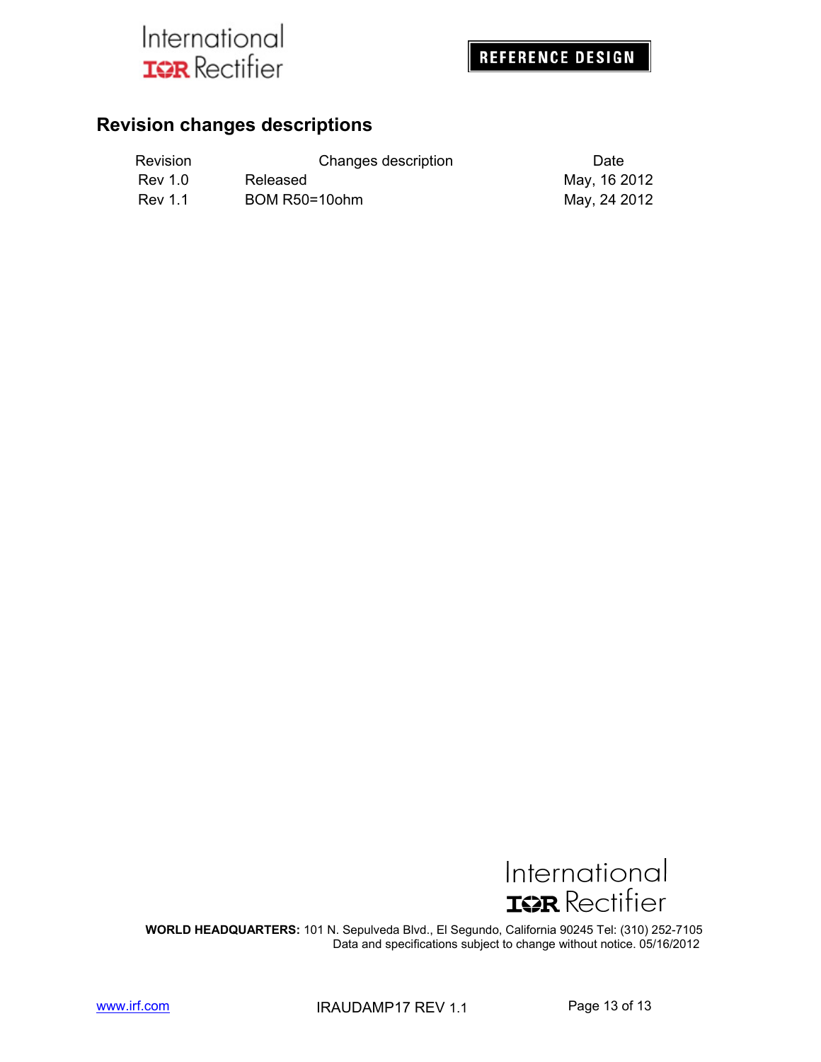## Revision changes descriptions

| Revision | Changes description | Date |
|---|---|---|
| Rev 1.0 | Released | May, 16 2012 |
| Rev 1.1 | BOM R50=10ohm | May, 24 2012 |

**WORLD HEADQUARTERS:** 101 N. Sepulveda Blvd., El Segundo, California 90245 Tel: (310) 252-7105
Data and specifications subject to change without notice. 05/16/2012